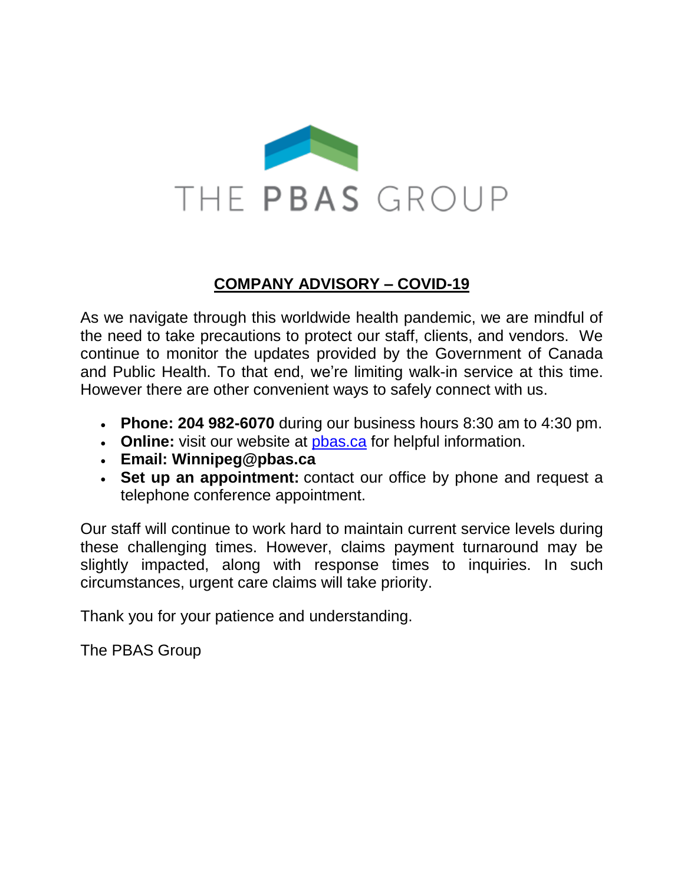THE PBAS GROUP

## COMPANY ADVISORY – COVID-19

As we navigate through this worldwide health pandemic, we are mindful of the need to take precautions to protect our staff, clients, and vendors. We continue to monitor the updates provided by the Government of Canada and Public Health. To that end, we're limiting walk-in service at this time. However there are other convenient ways to safely connect with us.

- **Phone: 204 982-6070** during our business hours 8:30 am to 4:30 pm.
- **Online:** visit our website at [pbas.ca](pbas.ca) for helpful information.
- **Email: Winnipeg@pbas.ca**
- **Set up an appointment:** contact our office by phone and request a telephone conference appointment.

Our staff will continue to work hard to maintain current service levels during these challenging times. However, claims payment turnaround may be slightly impacted, along with response times to inquiries. In such circumstances, urgent care claims will take priority.

Thank you for your patience and understanding.

The PBAS Group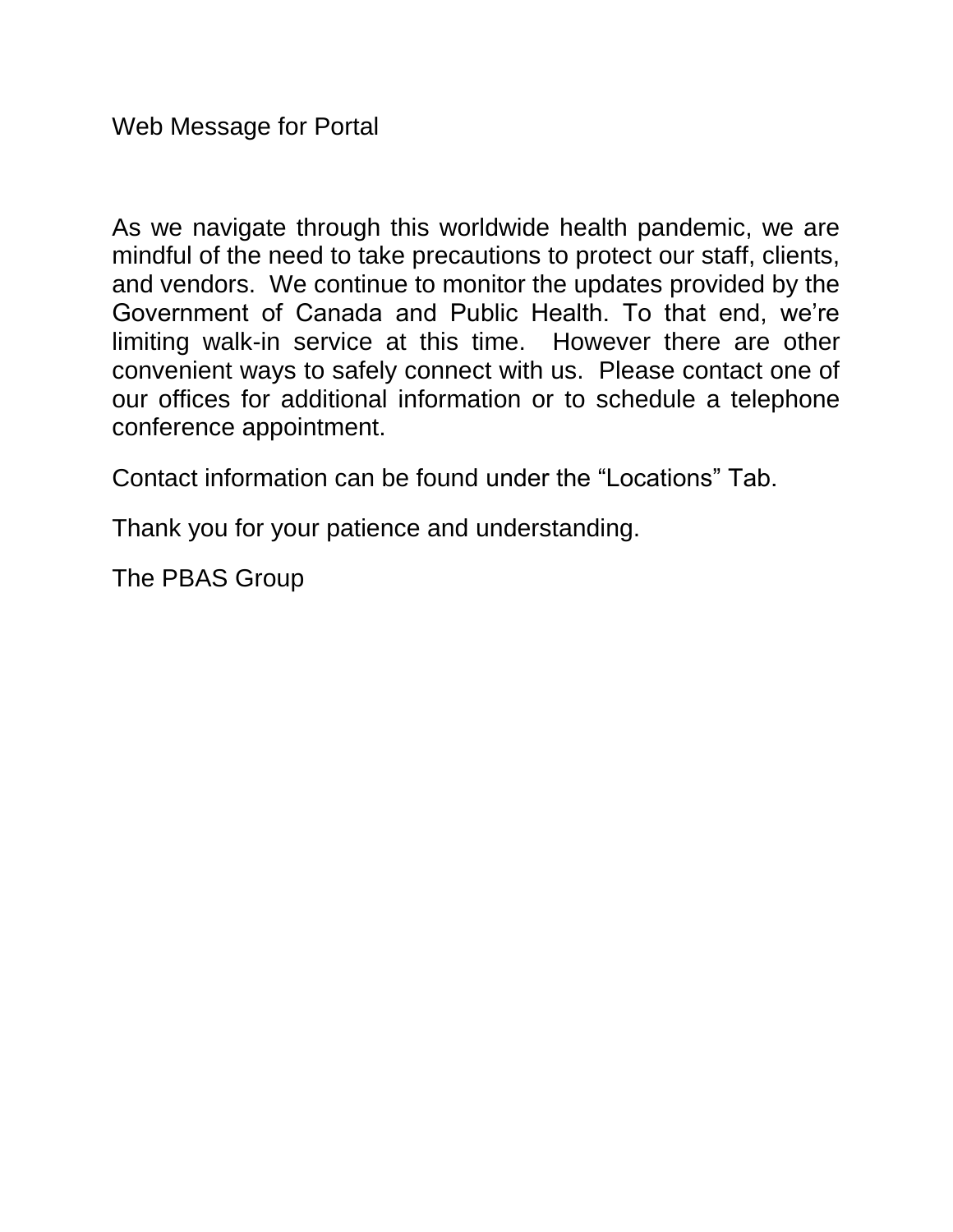Web Message for Portal

As we navigate through this worldwide health pandemic, we are mindful of the need to take precautions to protect our staff, clients, and vendors. We continue to monitor the updates provided by the Government of Canada and Public Health. To that end, we're limiting walk-in service at this time. However there are other convenient ways to safely connect with us. Please contact one of our offices for additional information or to schedule a telephone conference appointment.

Contact information can be found under the "Locations" Tab.

Thank you for your patience and understanding.

The PBAS Group